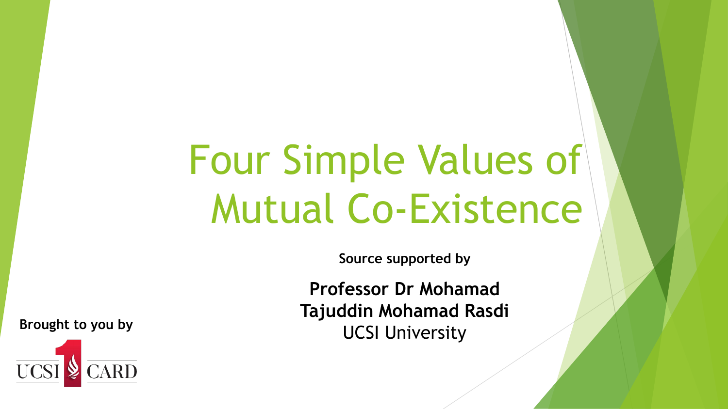# Four Simple Values of Mutual Co-Existence

**Source supported by**

**Professor Dr Mohamad Tajuddin Mohamad Rasdi**
UCSI University

**Brought to you by**

UCSI 1 CARD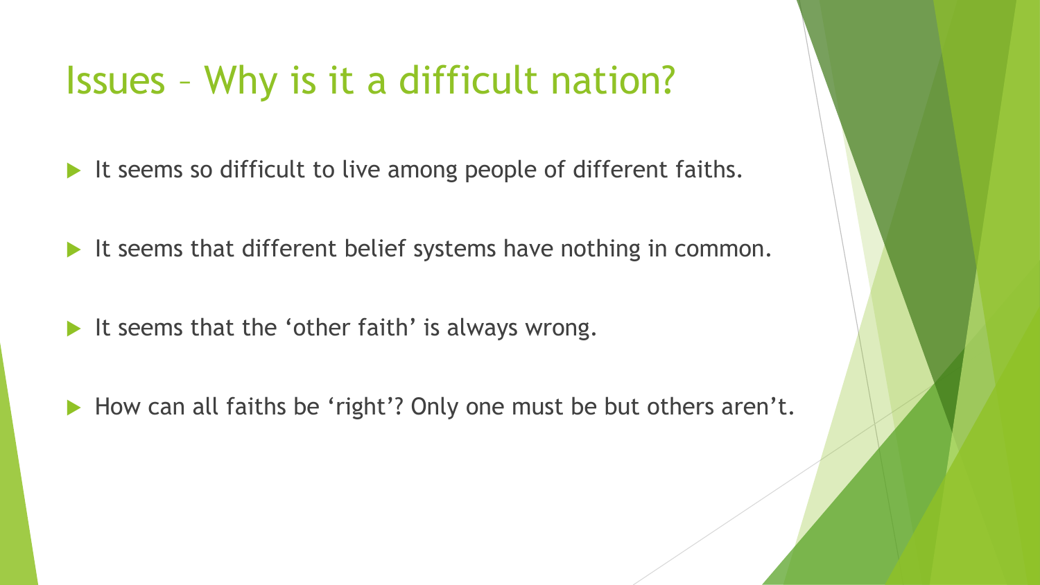# Issues – Why is it a difficult nation?

- It seems so difficult to live among people of different faiths.
- It seems that different belief systems have nothing in common.
- It seems that the ‘other faith’ is always wrong.
- How can all faiths be ‘right’? Only one must be but others aren’t.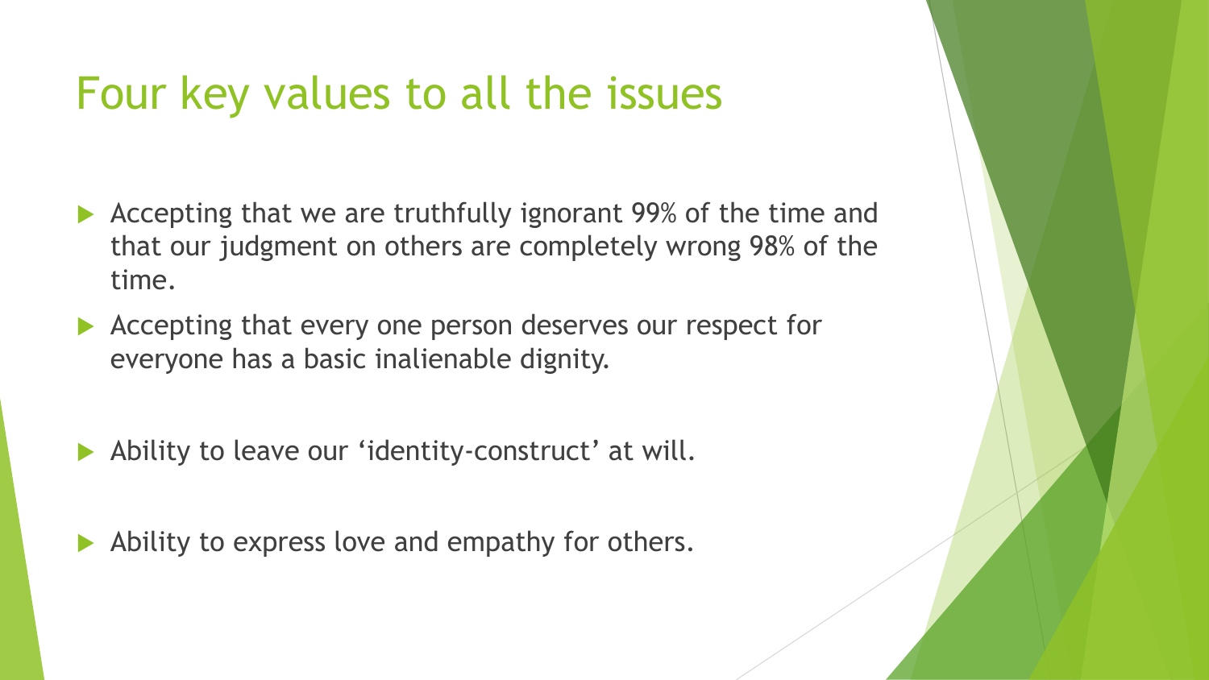# Four key values to all the issues

- Accepting that we are truthfully ignorant 99% of the time and that our judgment on others are completely wrong 98% of the time.
- Accepting that every one person deserves our respect for everyone has a basic inalienable dignity.
- Ability to leave our 'identity-construct' at will.
- Ability to express love and empathy for others.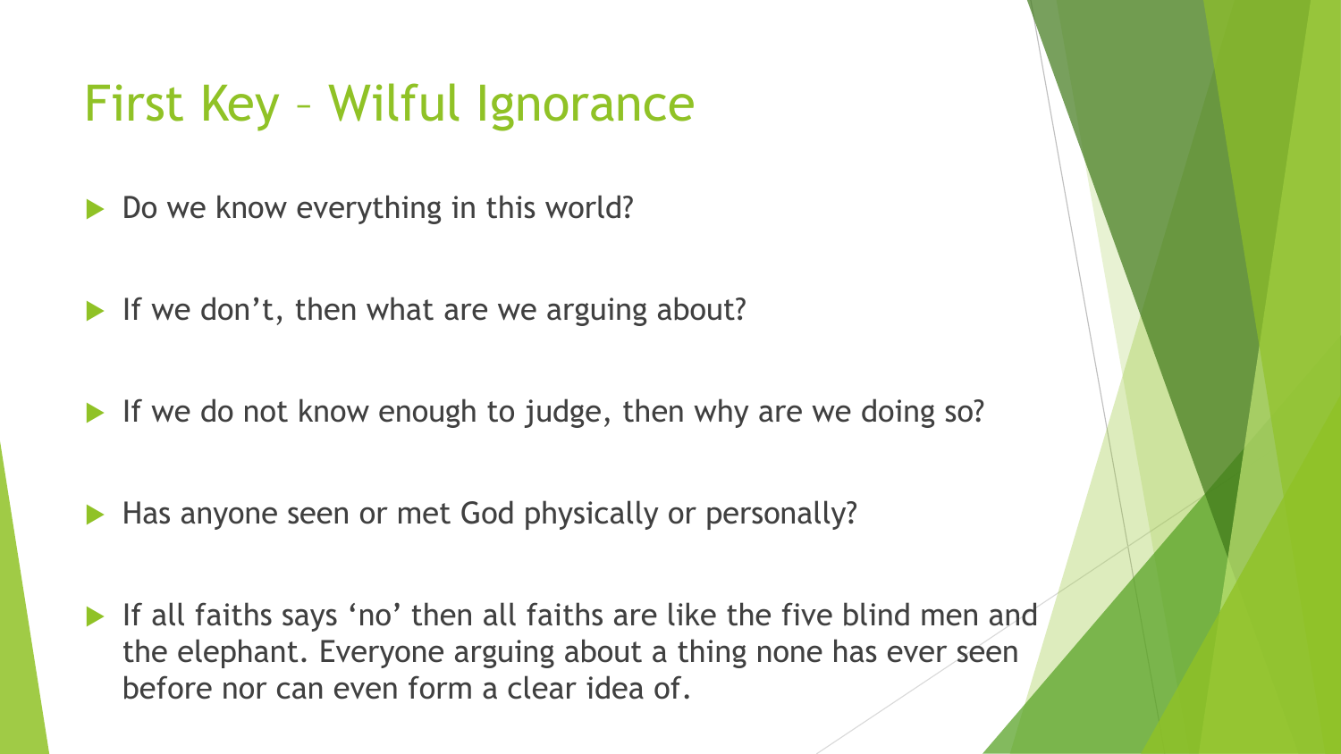# First Key – Wilful Ignorance

- Do we know everything in this world?
- If we don't, then what are we arguing about?
- If we do not know enough to judge, then why are we doing so?
- Has anyone seen or met God physically or personally?
- If all faiths says 'no' then all faiths are like the five blind men and the elephant. Everyone arguing about a thing none has ever seen before nor can even form a clear idea of.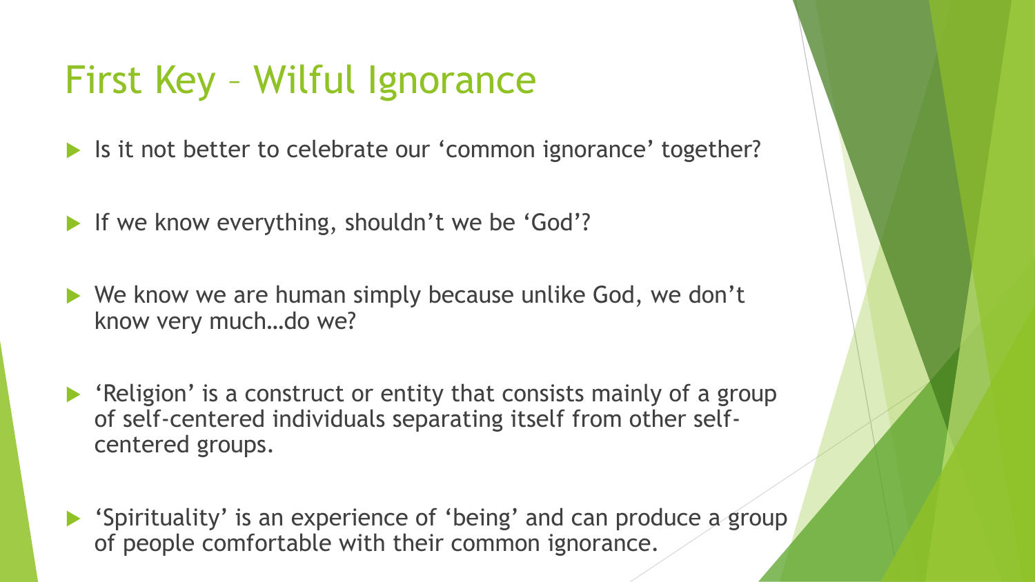# First Key – Wilful Ignorance

- Is it not better to celebrate our 'common ignorance' together?
- If we know everything, shouldn't we be 'God'?
- We know we are human simply because unlike God, we don't know very much…do we?
- 'Religion' is a construct or entity that consists mainly of a group of self-centered individuals separating itself from other self-centered groups.
- 'Spirituality' is an experience of 'being' and can produce a group of people comfortable with their common ignorance.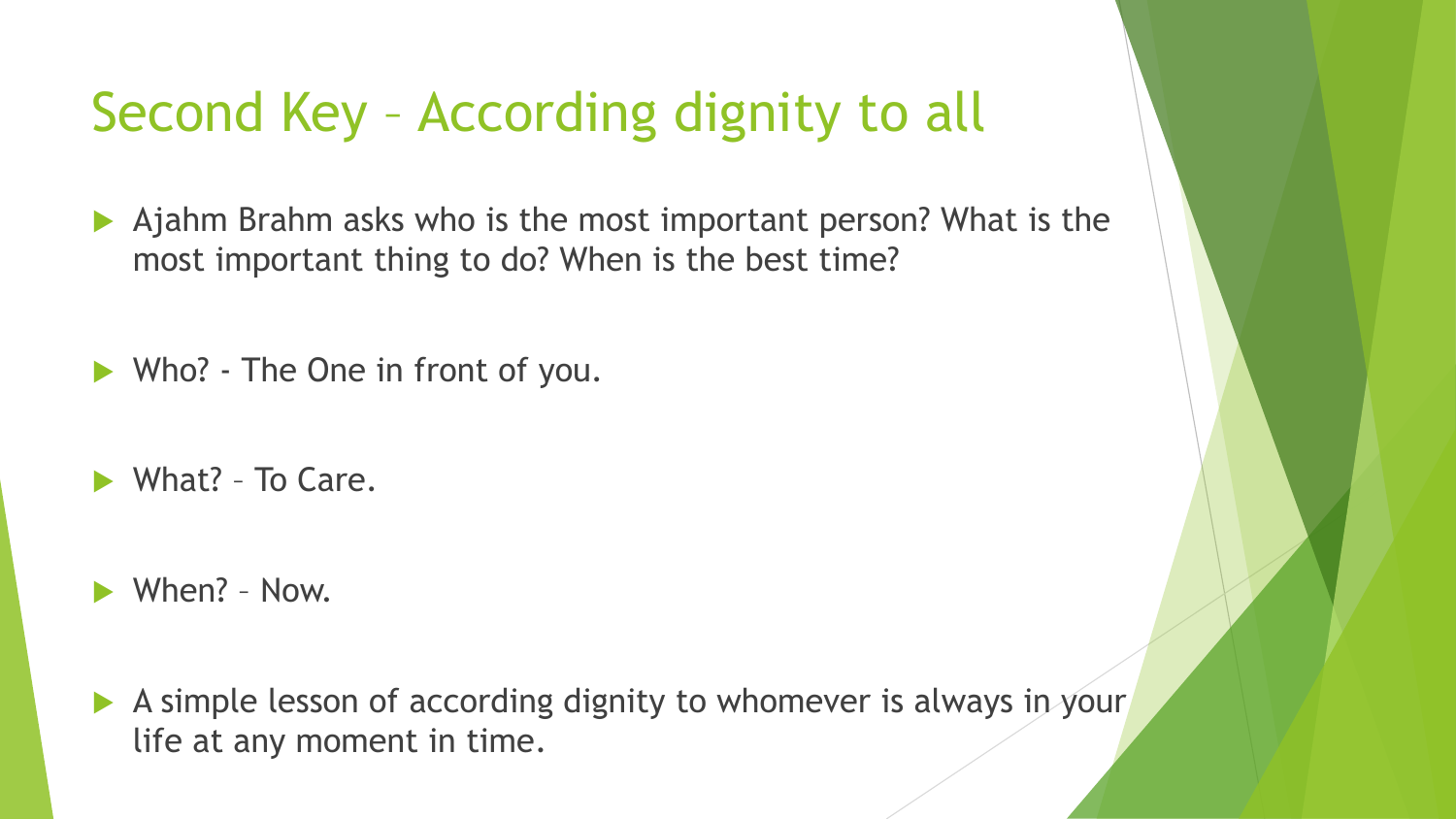# Second Key – According dignity to all

- Ajahm Brahm asks who is the most important person? What is the most important thing to do? When is the best time?

- Who? - The One in front of you.

- What? – To Care.

- When? – Now.

- A simple lesson of according dignity to whomever is always in your life at any moment in time.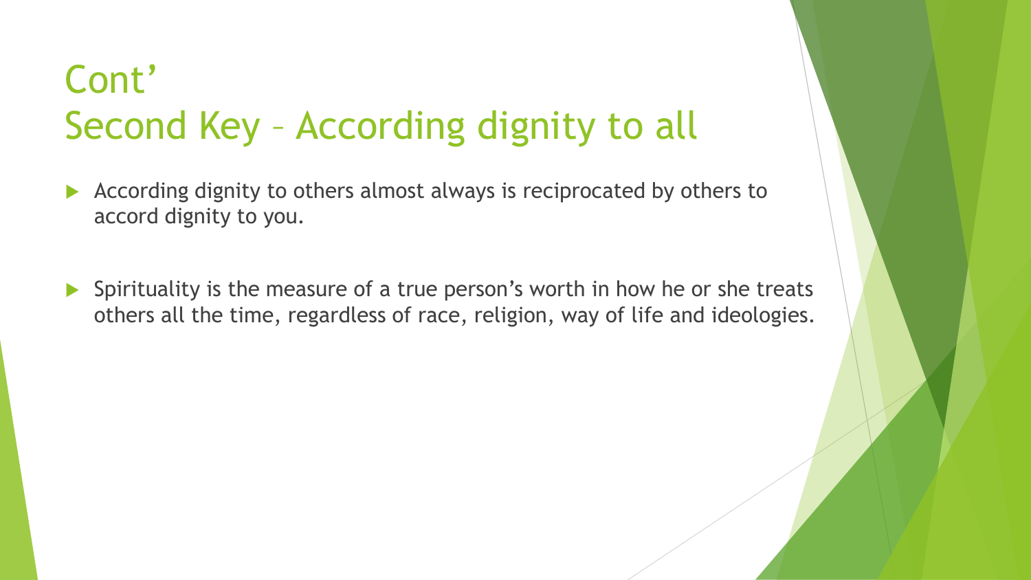# Cont'
# Second Key – According dignity to all

- According dignity to others almost always is reciprocated by others to accord dignity to you.

- Spirituality is the measure of a true person's worth in how he or she treats others all the time, regardless of race, religion, way of life and ideologies.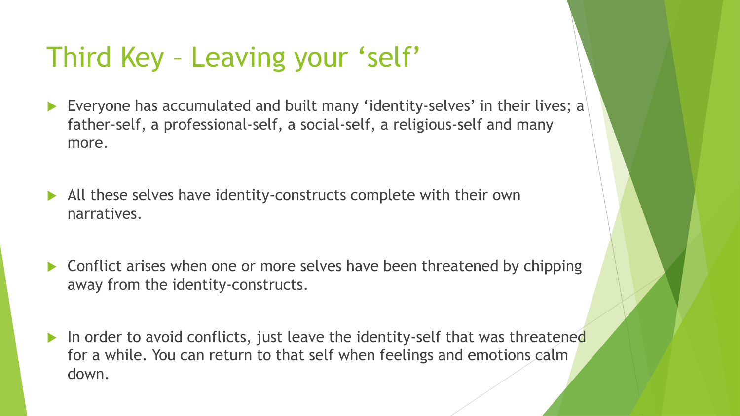# Third Key – Leaving your 'self'

- Everyone has accumulated and built many 'identity-selves' in their lives; a father-self, a professional-self, a social-self, a religious-self and many more.
- All these selves have identity-constructs complete with their own narratives.
- Conflict arises when one or more selves have been threatened by chipping away from the identity-constructs.
- In order to avoid conflicts, just leave the identity-self that was threatened for a while. You can return to that self when feelings and emotions calm down.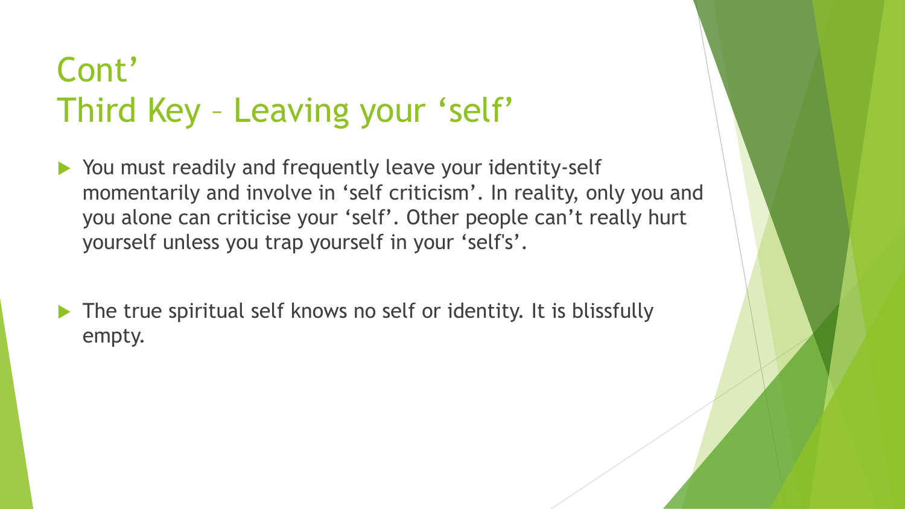# Cont’
# Third Key – Leaving your ‘self’

- You must readily and frequently leave your identity-self momentarily and involve in ‘self criticism’. In reality, only you and you alone can criticise your ‘self’. Other people can’t really hurt yourself unless you trap yourself in your ‘self's’.

- The true spiritual self knows no self or identity. It is blissfully empty.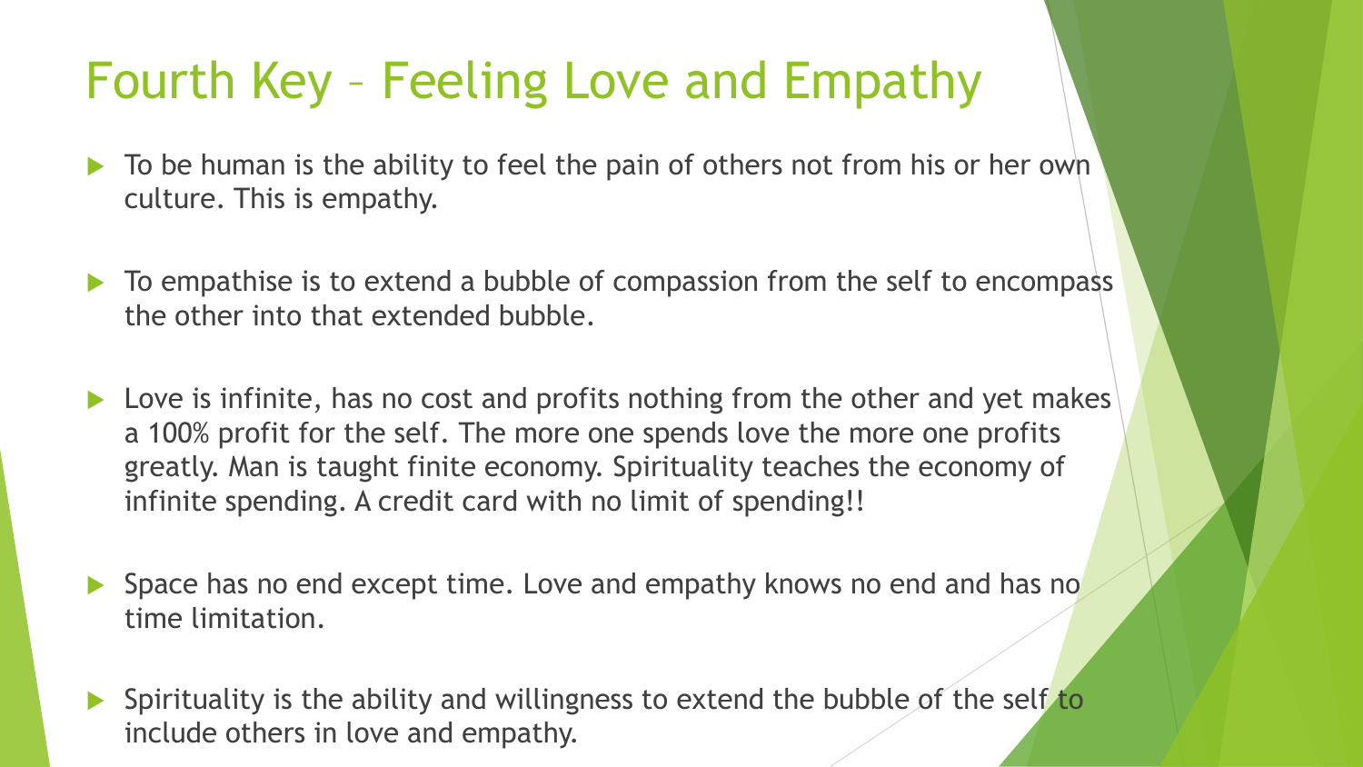# Fourth Key – Feeling Love and Empathy

- To be human is the ability to feel the pain of others not from his or her own culture. This is empathy.
- To empathise is to extend a bubble of compassion from the self to encompass the other into that extended bubble.
- Love is infinite, has no cost and profits nothing from the other and yet makes a 100% profit for the self. The more one spends love the more one profits greatly. Man is taught finite economy. Spirituality teaches the economy of infinite spending. A credit card with no limit of spending!!
- Space has no end except time. Love and empathy knows no end and has no time limitation.
- Spirituality is the ability and willingness to extend the bubble of the self to include others in love and empathy.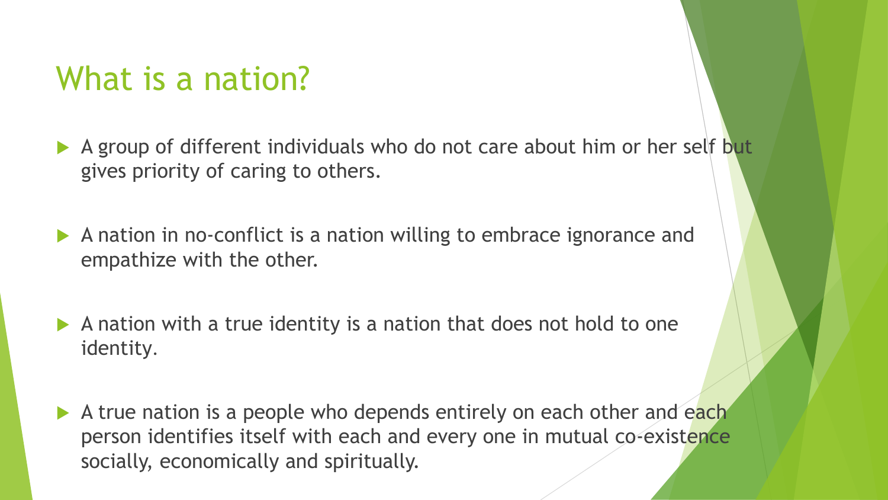# What is a nation?

- A group of different individuals who do not care about him or her self but gives priority of caring to others.
- A nation in no-conflict is a nation willing to embrace ignorance and empathize with the other.
- A nation with a true identity is a nation that does not hold to one identity.
- A true nation is a people who depends entirely on each other and each person identifies itself with each and every one in mutual co-existence socially, economically and spiritually.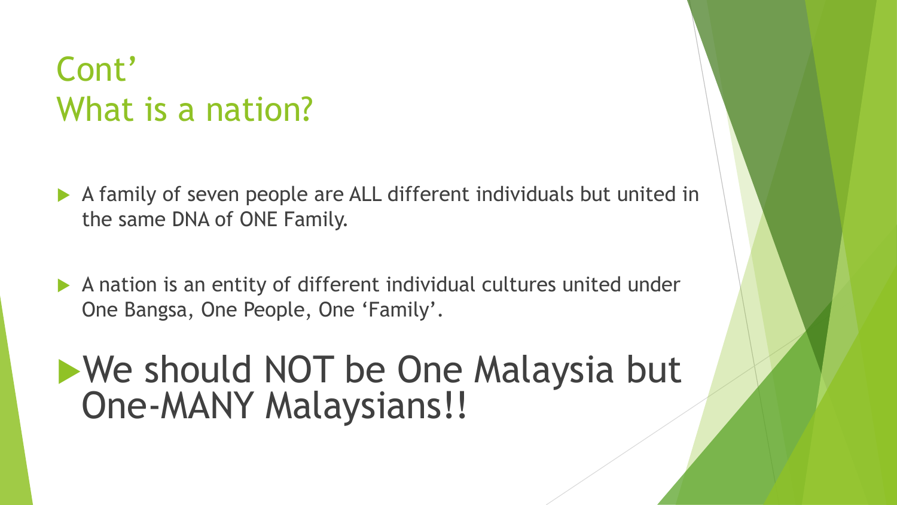# Cont'
# What is a nation?

- A family of seven people are ALL different individuals but united in the same DNA of ONE Family.

- A nation is an entity of different individual cultures united under One Bangsa, One People, One 'Family'.

- We should NOT be One Malaysia but One-MANY Malaysians!!